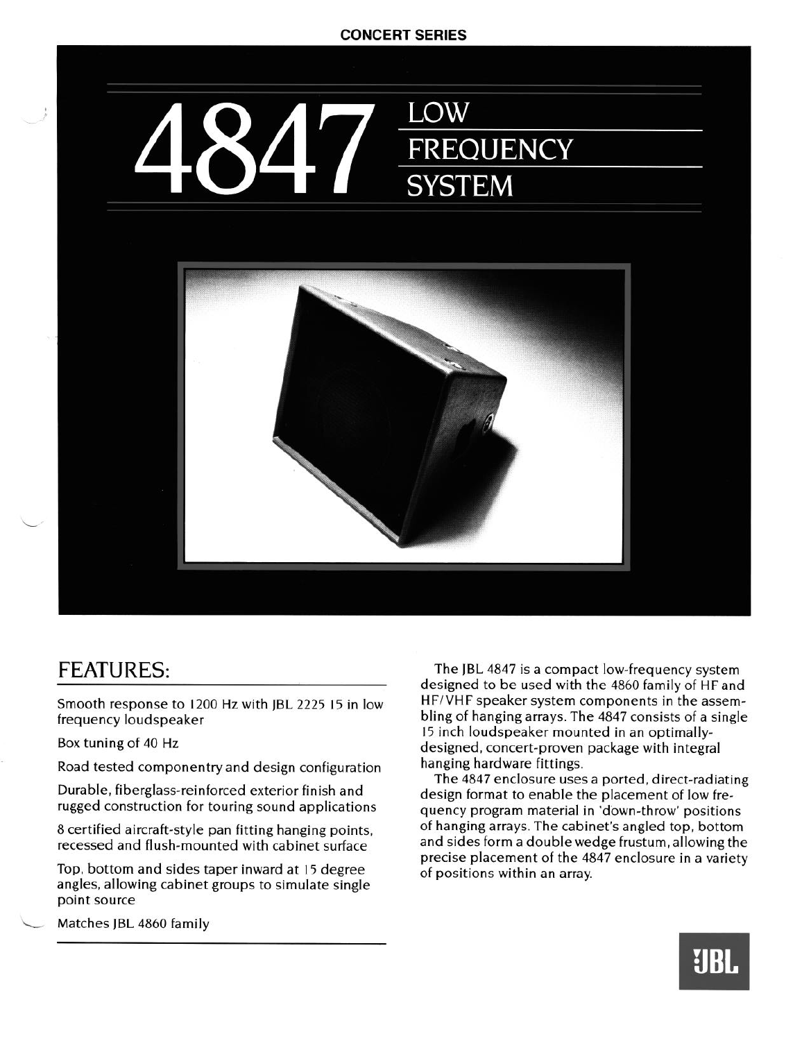CONCERT SERIES

# 4847 LOW FREQUENCY SYSTEM

## FEATURES:

Smooth response to 1200 Hz with JBL 2225 15 in low frequency loudspeaker

Box tuning of 40 Hz

Road tested componentry and design configuration

Durable, fiberglass-reinforced exterior finish and rugged construction for touring sound applications

8 certified aircraft-style pan fitting hanging points, recessed and flush-mounted with cabinet surface

Top, bottom and sides taper inward at 15 degree angles, allowing cabinet groups to simulate single point source

Matches JBL 4860 family

The JBL 4847 is a compact low-frequency system designed to be used with the 4860 family of HF and HF/VHF speaker system components in the assembling of hanging arrays. The 4847 consists of a single 15 inch loudspeaker mounted in an optimally-designed, concert-proven package with integral hanging hardware fittings.

The 4847 enclosure uses a ported, direct-radiating design format to enable the placement of low frequency program material in 'down-throw' positions of hanging arrays. The cabinet's angled top, bottom and sides form a double wedge frustum, allowing the precise placement of the 4847 enclosure in a variety of positions within an array.

JBL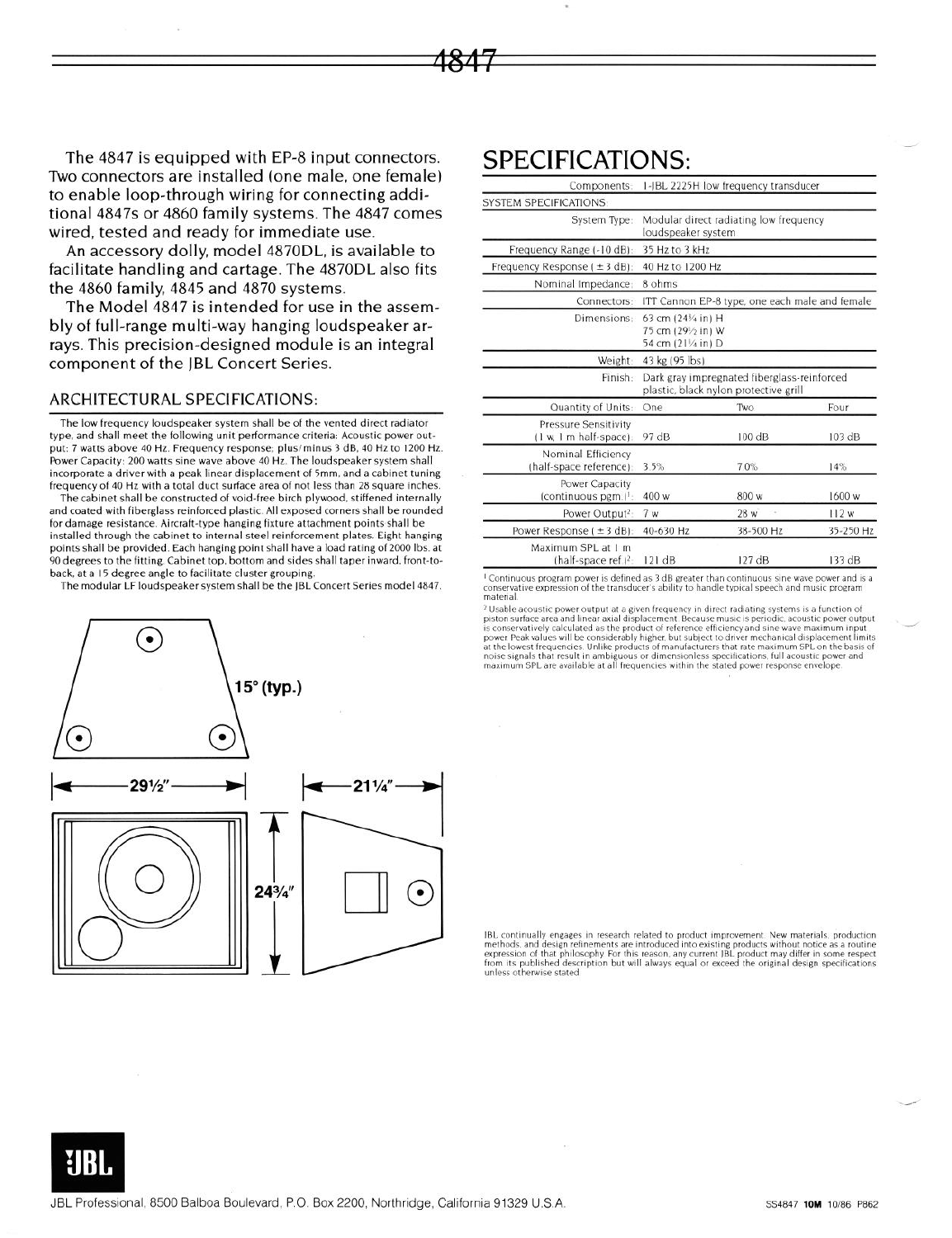# 4847

The 4847 is equipped with EP-8 input connectors. Two connectors are installed (one male, one female) to enable loop-through wiring for connecting additional 4847s or 4860 family systems. The 4847 comes wired, tested and ready for immediate use.

An accessory dolly, model 4870DL, is available to facilitate handling and cartage. The 4870DL also fits the 4860 family, 4845 and 4870 systems.

The Model 4847 is intended for use in the assembly of full-range multi-way hanging loudspeaker arrays. This precision-designed module is an integral component of the JBL Concert Series.

## ARCHITECTURAL SPECIFICATIONS:

The low frequency loudspeaker system shall be of the vented direct radiator type, and shall meet the following unit performance criteria: Acoustic power output: 7 watts above 40 Hz. Frequency response: plus/minus 3 dB, 40 Hz to 1200 Hz. Power Capacity: 200 watts sine wave above 40 Hz. The loudspeaker system shall incorporate a driver with a peak linear displacement of 5mm, and a cabinet tuning frequency of 40 Hz with a total duct surface area of not less than 28 square inches.

The cabinet shall be constructed of void-free birch plywood, stiffened internally and coated with fiberglass reinforced plastic. All exposed corners shall be rounded for damage resistance. Aircraft-type hanging fixture attachment points shall be installed through the cabinet to internal steel reinforcement plates. Eight hanging points shall be provided. Each hanging point shall have a load rating of 2000 lbs. at 90 degrees to the fitting. Cabinet top, bottom and sides shall taper inward, front-to-back, at a 15 degree angle to facilitate cluster grouping.

The modular LF loudspeaker system shall be the JBL Concert Series model 4847.

15° (typ.)

29½"

21¼"

24¾"

## SPECIFICATIONS:

| | | | |
|---|---|---|---|
| Components: | 1-JBL 2225H low frequency transducer | | |
| SYSTEM SPECIFICATIONS: | | | |
| System Type: | Modular direct radiating low frequency loudspeaker system | | |
| Frequency Range (-10 dB): | 35 Hz to 3 kHz | | |
| Frequency Response (±3 dB): | 40 Hz to 1200 Hz | | |
| Nominal Impedance: | 8 ohms | | |
| Connectors: | ITT Cannon EP-8 type, one each male and female | | |
| Dimensions: | 63 cm (24¾ in) H<br>75 cm (29½ in) W<br>54 cm (21¼ in) D | | |
| Weight: | 43 kg (95 lbs) | | |
| Finish: | Dark gray impregnated fiberglass-reinforced plastic, black nylon protective grill | | |
| Quantity of Units: | One | Two | Four |
| Pressure Sensitivity (1 w, 1 m half-space): | 97 dB | 100 dB | 103 dB |
| Nominal Efficiency (half-space reference): | 3.5% | 7.0% | 14% |
| Power Capacity (continuous pgm.)[1]: | 400 w | 800 w | 1600 w |
| Power Output[2]: | 7 w | 28 w | 112 w |
| Power Response (±3 dB): | 40-630 Hz | 38-500 Hz | 35-250 Hz |
| Maximum SPL at 1 m (half-space ref.)[2]: | 121 dB | 127 dB | 133 dB |

[1] Continuous program power is defined as 3 dB greater than continuous sine wave power and is a conservative expression of the transducer's ability to handle typical speech and music program material.

[2] Usable acoustic power output at a given frequency in direct radiating systems is a function of piston surface area and linear axial displacement. Because music is periodic, acoustic power output is conservatively calculated as the product of reference efficiency and sine wave maximum input power. Peak values will be considerably higher, but subject to driver mechanical displacement limits at the lowest frequencies. Unlike products of manufacturers that rate maximum SPL on the basis of noise signals that result in ambiguous or dimensionless specifications, full acoustic power and maximum SPL are available at all frequencies within the stated power response envelope.

JBL continually engages in research related to product improvement. New materials, production methods, and design refinements are introduced into existing products without notice as a routine expression of that philosophy. For this reason, any current JBL product may differ in some respect from its published description but will always equal or exceed the original design specifications unless otherwise stated.

JBL

JBL Professional, 8500 Balboa Boulevard, P.O. Box 2200, Northridge, California 91329 U.S.A.

SS4847 **10M** 10/86 P862